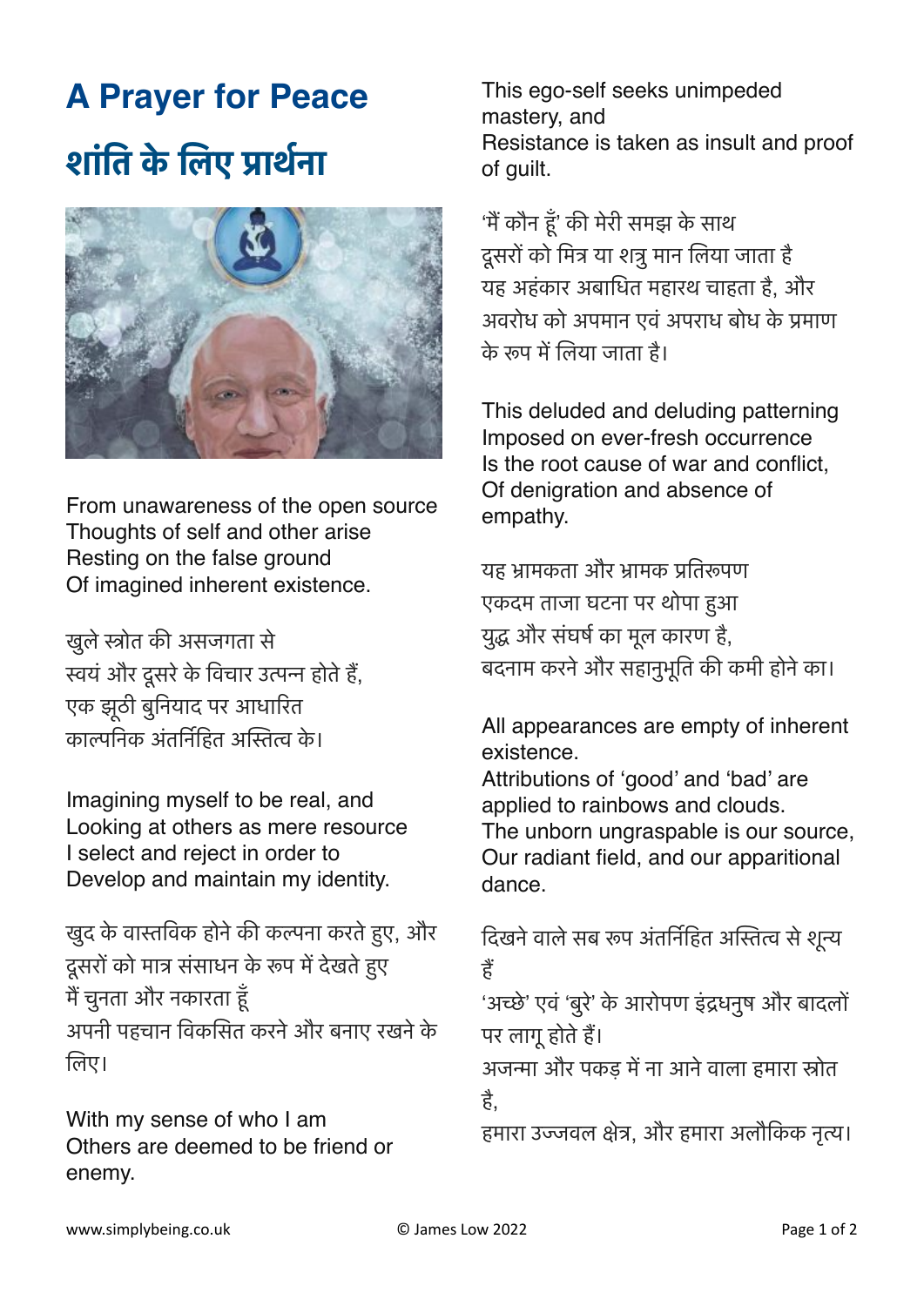# A Prayer for Peace

# शांति के लिए प्रार्थना

From unawareness of the open source
Thoughts of self and other arise
Resting on the false ground
Of imagined inherent existence.

खुले स्त्रोत की असजगता से
स्वयं और दूसरे के विचार उत्पन्न होते हैं,
एक झूठी बुनियाद पर आधारित
काल्पनिक अंतर्निहित अस्तित्व के।

Imagining myself to be real, and
Looking at others as mere resource
I select and reject in order to
Develop and maintain my identity.

खुद के वास्तविक होने की कल्पना करते हुए, और
दूसरों को मात्र संसाधन के रूप में देखते हुए
मैं चुनता और नकारता हूँ
अपनी पहचान विकसित करने और बनाए रखने के लिए।

With my sense of who I am
Others are deemed to be friend or enemy.
This ego-self seeks unimpeded mastery, and
Resistance is taken as insult and proof of guilt.

'मैं कौन हूँ' की मेरी समझ के साथ
दूसरों को मित्र या शत्रु मान लिया जाता है
यह अहंकार अबाधित महारथ चाहता है, और
अवरोध को अपमान एवं अपराध बोध के प्रमाण के रूप में लिया जाता है।

This deluded and deluding patterning
Imposed on ever-fresh occurrence
Is the root cause of war and conflict,
Of denigration and absence of empathy.

यह भ्रामकता और भ्रामक प्रतिरूपण
एकदम ताजा घटना पर थोपा हुआ
युद्ध और संघर्ष का मूल कारण है,
बदनाम करने और सहानुभूति की कमी होने का।

All appearances are empty of inherent existence.
Attributions of 'good' and 'bad' are applied to rainbows and clouds.
The unborn ungraspable is our source,
Our radiant field, and our apparitional dance.

दिखने वाले सब रूप अंतर्निहित अस्तित्व से शून्य हैं
'अच्छे' एवं 'बुरे' के आरोपण इंद्रधनुष और बादलों पर लागू होते हैं।
अजन्मा और पकड़ में ना आने वाला हमारा स्त्रोत है,
हमारा उज्जवल क्षेत्र, और हमारा अलौकिक नृत्य।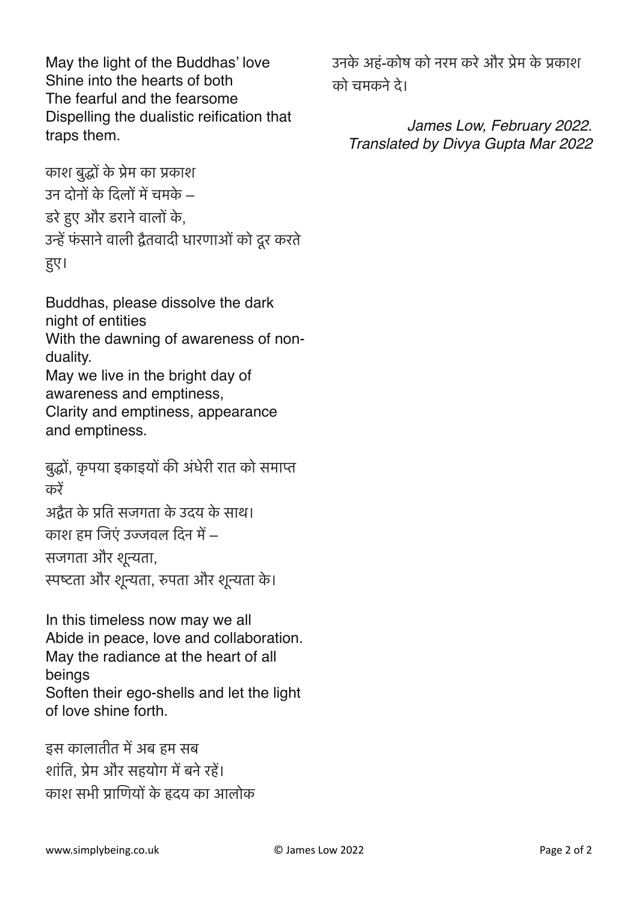May the light of the Buddhas' love
Shine into the hearts of both
The fearful and the fearsome
Dispelling the dualistic reification that traps them.

काश बुद्धों के प्रेम का प्रकाश
उन दोनों के दिलों में चमके –
डरे हुए और डराने वालों के,
उन्हें फंसाने वाली द्वैतवादी धारणाओं को दूर करते हुए।

Buddhas, please dissolve the dark night of entities
With the dawning of awareness of non-duality.
May we live in the bright day of awareness and emptiness,
Clarity and emptiness, appearance and emptiness.

बुद्धों, कृपया इकाइयों की अंधेरी रात को समाप्त करें
अद्वैत के प्रति सजगता के उदय के साथ।
काश हम जिएं उज्जवल दिन में –
सजगता और शून्यता,
स्पष्टता और शून्यता, रुपता और शून्यता के।

In this timeless now may we all
Abide in peace, love and collaboration.
May the radiance at the heart of all beings
Soften their ego-shells and let the light of love shine forth.

इस कालातीत में अब हम सब
शांति, प्रेम और सहयोग में बने रहें।
काश सभी प्राणियों के हृदय का आलोक
उनके अहं-कोष को नरम करे और प्रेम के प्रकाश को चमकने दे।

*James Low, February 2022.*
*Translated by Divya Gupta Mar 2022*

www.simplybeing.co.uk © James Low 2022